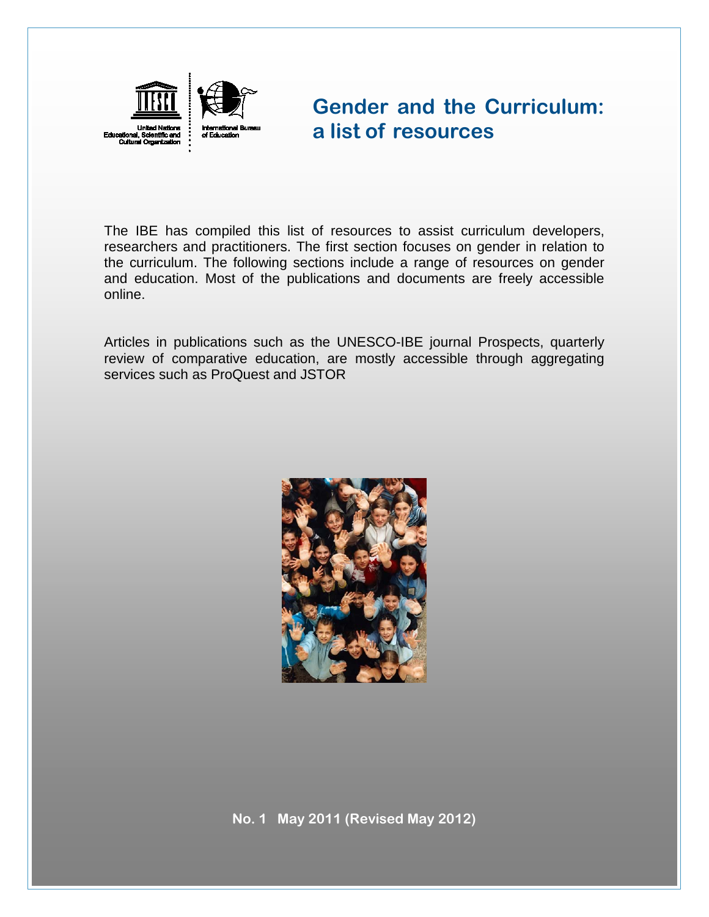United Nations Educational, Scientific and Cultural Organization

International Bureau of Education

# Gender and the Curriculum: a list of resources

The IBE has compiled this list of resources to assist curriculum developers, researchers and practitioners. The first section focuses on gender in relation to the curriculum. The following sections include a range of resources on gender and education. Most of the publications and documents are freely accessible online.

Articles in publications such as the UNESCO-IBE journal Prospects, quarterly review of comparative education, are mostly accessible through aggregating services such as ProQuest and JSTOR

**No. 1 May 2011 (Revised May 2012)**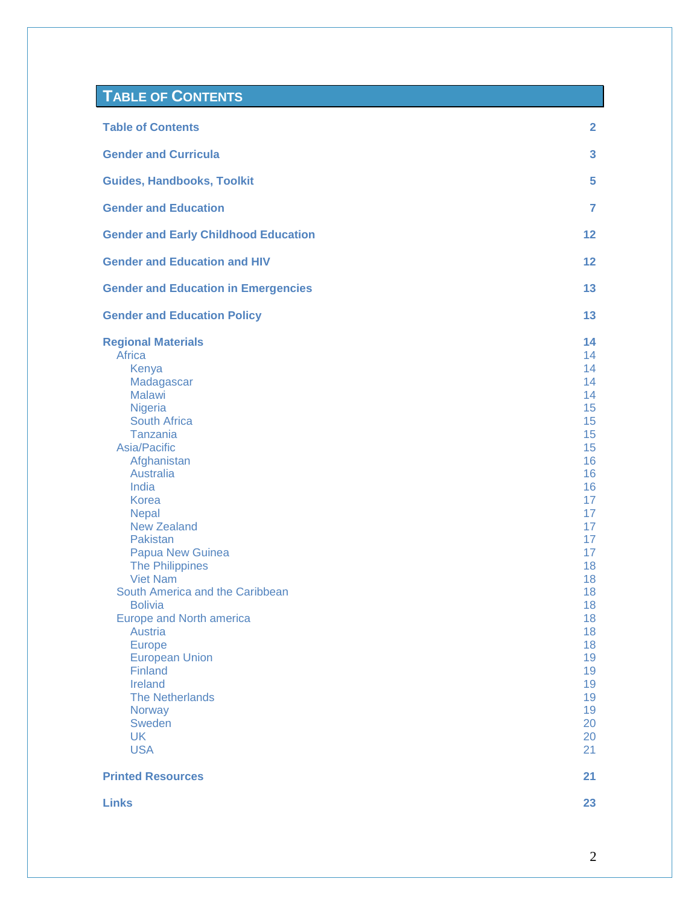# TABLE OF CONTENTS

- **Table of Contents** 2
- **Gender and Curricula** 3
- **Guides, Handbooks, Toolkit** 5
- **Gender and Education** 7
- **Gender and Early Childhood Education** 12
- **Gender and Education and HIV** 12
- **Gender and Education in Emergencies** 13
- **Gender and Education Policy** 13
- **Regional Materials** 14
  - Africa 14
    - Kenya 14
    - Madagascar 14
    - Malawi 14
    - Nigeria 15
    - South Africa 15
    - Tanzania 15
  - Asia/Pacific 15
    - Afghanistan 16
    - Australia 16
    - India 16
    - Korea 17
    - Nepal 17
    - New Zealand 17
    - Pakistan 17
    - Papua New Guinea 17
    - The Philippines 18
    - Viet Nam 18
  - South America and the Caribbean 18
    - Bolivia 18
  - Europe and North america 18
    - Austria 18
    - Europe 18
    - European Union 19
    - Finland 19
    - Ireland 19
    - The Netherlands 19
    - Norway 19
    - Sweden 20
    - UK 20
    - USA 21
- **Printed Resources** 21
- **Links** 23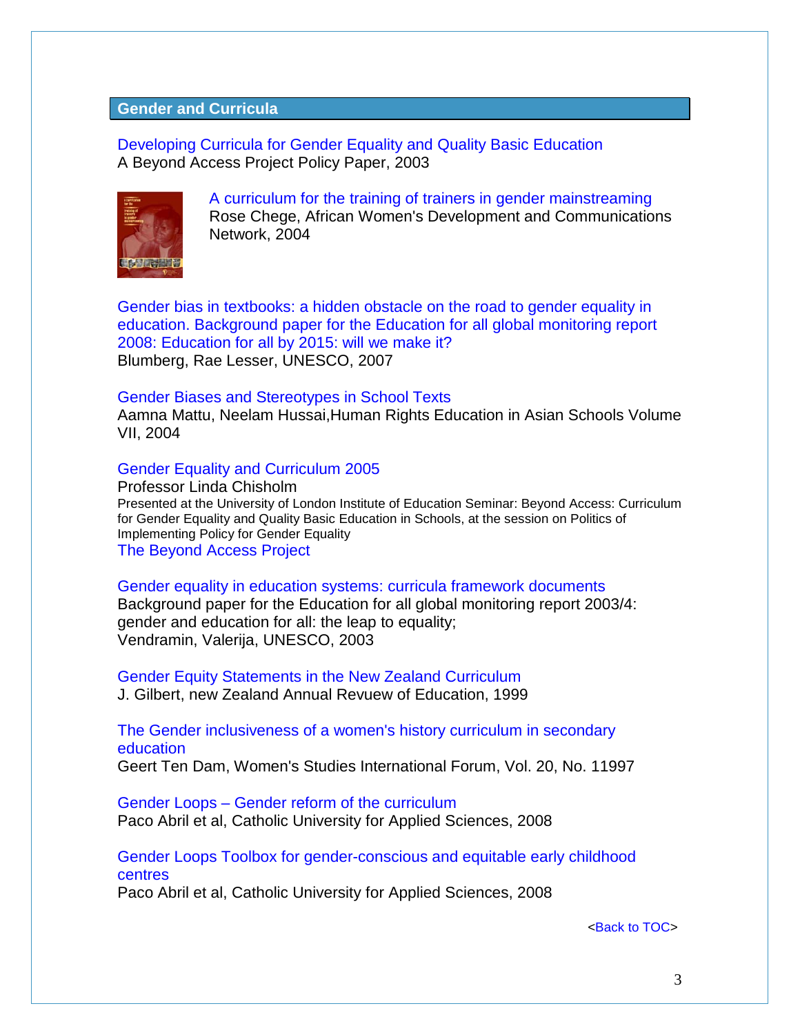## Gender and Curricula

Developing Curricula for Gender Equality and Quality Basic Education
A Beyond Access Project Policy Paper, 2003

A curriculum for the training of trainers in gender mainstreaming
Rose Chege, African Women's Development and Communications Network, 2004

Gender bias in textbooks: a hidden obstacle on the road to gender equality in education. Background paper for the Education for all global monitoring report 2008: Education for all by 2015: will we make it?
Blumberg, Rae Lesser, UNESCO, 2007

Gender Biases and Stereotypes in School Texts
Aamna Mattu, Neelam Hussai,Human Rights Education in Asian Schools Volume VII, 2004

Gender Equality and Curriculum 2005
Professor Linda Chisholm
Presented at the University of London Institute of Education Seminar: Beyond Access: Curriculum for Gender Equality and Quality Basic Education in Schools, at the session on Politics of Implementing Policy for Gender Equality
The Beyond Access Project

Gender equality in education systems: curricula framework documents
Background paper for the Education for all global monitoring report 2003/4: gender and education for all: the leap to equality;
Vendramin, Valerija, UNESCO, 2003

Gender Equity Statements in the New Zealand Curriculum
J. Gilbert, new Zealand Annual Revuew of Education, 1999

The Gender inclusiveness of a women's history curriculum in secondary education
Geert Ten Dam, Women's Studies International Forum, Vol. 20, No. 11997

Gender Loops – Gender reform of the curriculum
Paco Abril et al, Catholic University for Applied Sciences, 2008

Gender Loops Toolbox for gender-conscious and equitable early childhood centres
Paco Abril et al, Catholic University for Applied Sciences, 2008

<Back to TOC>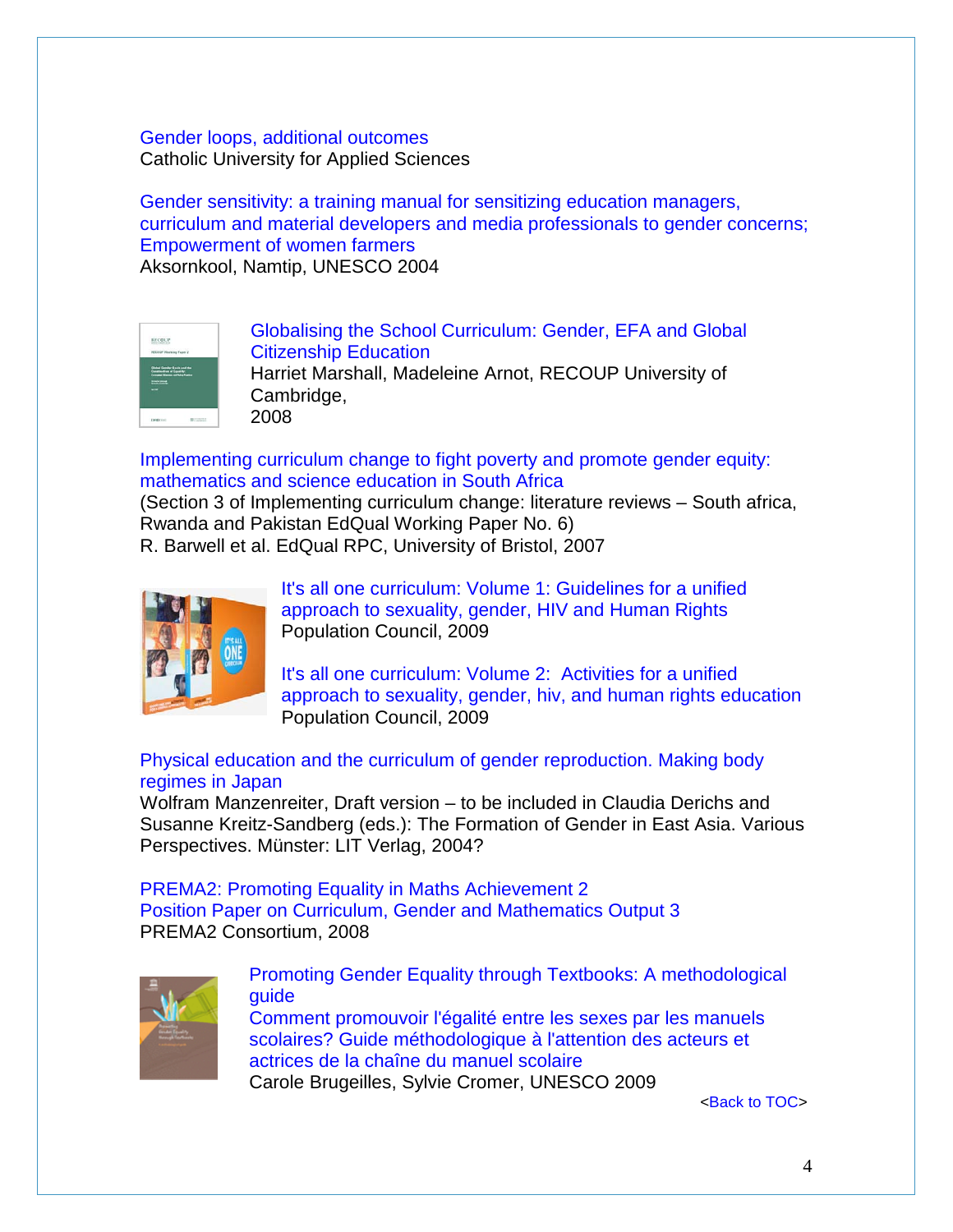Gender loops, additional outcomes
Catholic University for Applied Sciences

Gender sensitivity: a training manual for sensitizing education managers, curriculum and material developers and media professionals to gender concerns; Empowerment of women farmers
Aksornkool, Namtip, UNESCO 2004

Globalising the School Curriculum: Gender, EFA and Global Citizenship Education
Harriet Marshall, Madeleine Arnot, RECOUP University of Cambridge,
2008

Implementing curriculum change to fight poverty and promote gender equity: mathematics and science education in South Africa
(Section 3 of Implementing curriculum change: literature reviews – South africa, Rwanda and Pakistan EdQual Working Paper No. 6)
R. Barwell et al. EdQual RPC, University of Bristol, 2007

It's all one curriculum: Volume 1: Guidelines for a unified approach to sexuality, gender, HIV and Human Rights
Population Council, 2009

It's all one curriculum: Volume 2: Activities for a unified approach to sexuality, gender, hiv, and human rights education
Population Council, 2009

Physical education and the curriculum of gender reproduction. Making body regimes in Japan
Wolfram Manzenreiter, Draft version – to be included in Claudia Derichs and Susanne Kreitz-Sandberg (eds.): The Formation of Gender in East Asia. Various Perspectives. Münster: LIT Verlag, 2004?

PREMA2: Promoting Equality in Maths Achievement 2
Position Paper on Curriculum, Gender and Mathematics Output 3
PREMA2 Consortium, 2008

Promoting Gender Equality through Textbooks: A methodological guide
Comment promouvoir l'égalité entre les sexes par les manuels scolaires? Guide méthodologique à l'attention des acteurs et actrices de la chaîne du manuel scolaire
Carole Brugeilles, Sylvie Cromer, UNESCO 2009

<Back to TOC>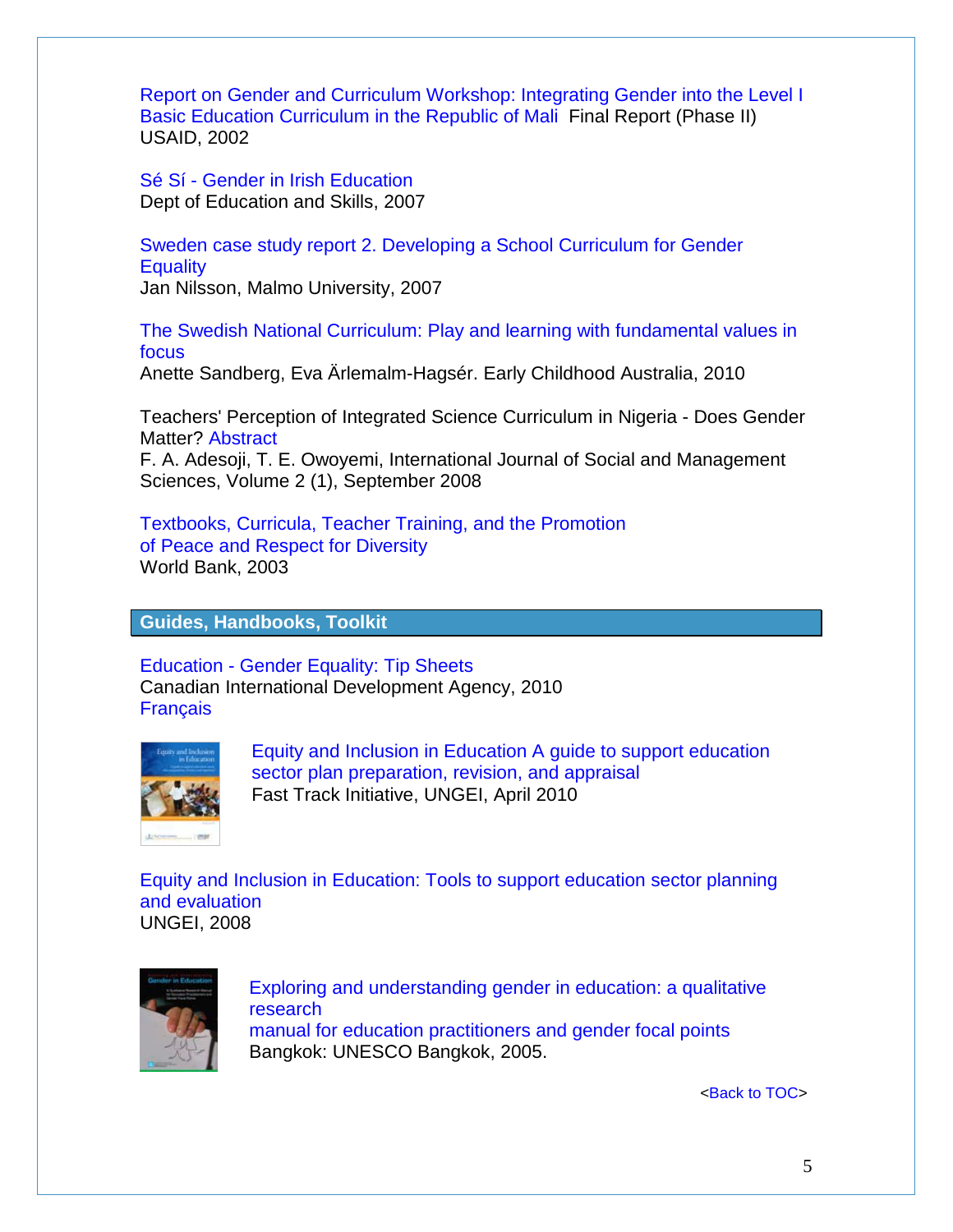Report on Gender and Curriculum Workshop: Integrating Gender into the Level I Basic Education Curriculum in the Republic of Mali  Final Report (Phase II)
USAID, 2002

Sé Sí - Gender in Irish Education
Dept of Education and Skills, 2007

Sweden case study report 2. Developing a School Curriculum for Gender Equality
Jan Nilsson, Malmo University, 2007

The Swedish National Curriculum: Play and learning with fundamental values in focus
Anette Sandberg, Eva Ärlemalm-Hagsér. Early Childhood Australia, 2010

Teachers' Perception of Integrated Science Curriculum in Nigeria - Does Gender Matter? Abstract
F. A. Adesoji, T. E. Owoyemi, International Journal of Social and Management Sciences, Volume 2 (1), September 2008

Textbooks, Curricula, Teacher Training, and the Promotion of Peace and Respect for Diversity
World Bank, 2003

## Guides, Handbooks, Toolkit

Education - Gender Equality: Tip Sheets
Canadian International Development Agency, 2010
Français

Equity and Inclusion in Education A guide to support education sector plan preparation, revision, and appraisal
Fast Track Initiative, UNGEI, April 2010

Equity and Inclusion in Education: Tools to support education sector planning and evaluation
UNGEI, 2008

Exploring and understanding gender in education: a qualitative research manual for education practitioners and gender focal points
Bangkok: UNESCO Bangkok, 2005.

<Back to TOC>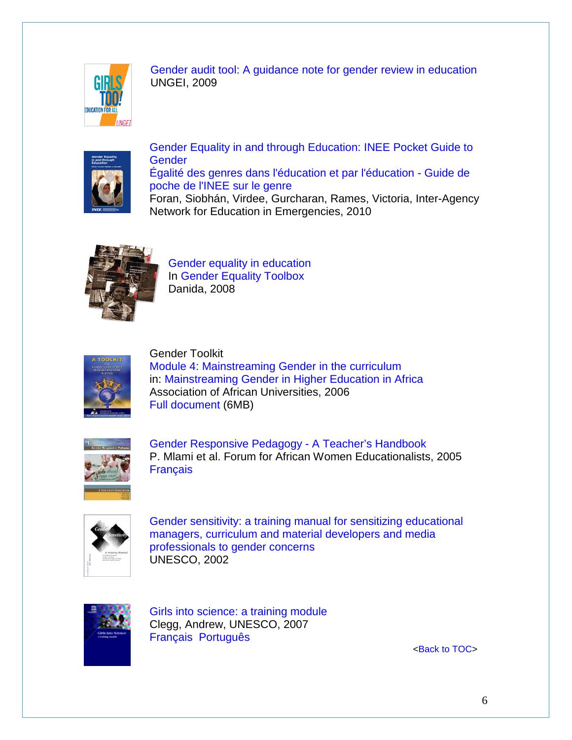Gender audit tool: A guidance note for gender review in education
UNGEI, 2009

Gender Equality in and through Education: INEE Pocket Guide to Gender
Égalité des genres dans l'éducation et par l'éducation - Guide de poche de l'INEE sur le genre
Foran, Siobhán, Virdee, Gurcharan, Rames, Victoria, Inter-Agency Network for Education in Emergencies, 2010

Gender equality in education
In Gender Equality Toolbox
Danida, 2008

Gender Toolkit
Module 4: Mainstreaming Gender in the curriculum
in: Mainstreaming Gender in Higher Education in Africa
Association of African Universities, 2006
Full document (6MB)

Gender Responsive Pedagogy - A Teacher's Handbook
P. Mlami et al. Forum for African Women Educationalists, 2005
Français

Gender sensitivity: a training manual for sensitizing educational managers, curriculum and material developers and media professionals to gender concerns
UNESCO, 2002

Girls into science: a training module
Clegg, Andrew, UNESCO, 2007
Français Português

<Back to TOC>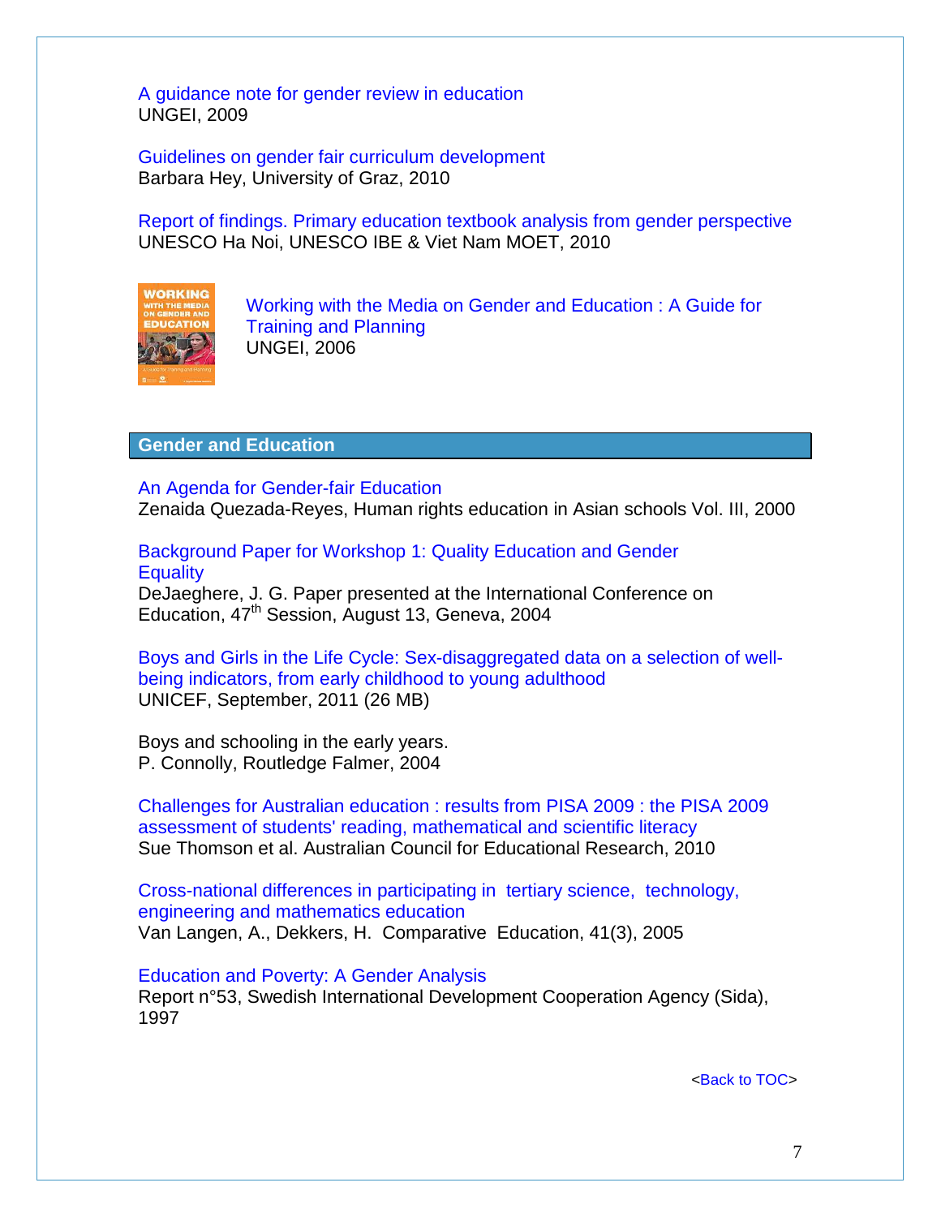A guidance note for gender review in education
UNGEI, 2009

Guidelines on gender fair curriculum development
Barbara Hey, University of Graz, 2010

Report of findings. Primary education textbook analysis from gender perspective
UNESCO Ha Noi, UNESCO IBE & Viet Nam MOET, 2010

Working with the Media on Gender and Education : A Guide for Training and Planning
UNGEI, 2006

## Gender and Education

An Agenda for Gender-fair Education
Zenaida Quezada-Reyes, Human rights education in Asian schools Vol. III, 2000

Background Paper for Workshop 1: Quality Education and Gender Equality
DeJaeghere, J. G. Paper presented at the International Conference on Education, 47th Session, August 13, Geneva, 2004

Boys and Girls in the Life Cycle: Sex-disaggregated data on a selection of well-being indicators, from early childhood to young adulthood
UNICEF, September, 2011 (26 MB)

Boys and schooling in the early years.
P. Connolly, Routledge Falmer, 2004

Challenges for Australian education : results from PISA 2009 : the PISA 2009 assessment of students' reading, mathematical and scientific literacy
Sue Thomson et al. Australian Council for Educational Research, 2010

Cross-national differences in participating in tertiary science, technology, engineering and mathematics education
Van Langen, A., Dekkers, H. Comparative Education, 41(3), 2005

Education and Poverty: A Gender Analysis
Report n°53, Swedish International Development Cooperation Agency (Sida), 1997

<Back to TOC>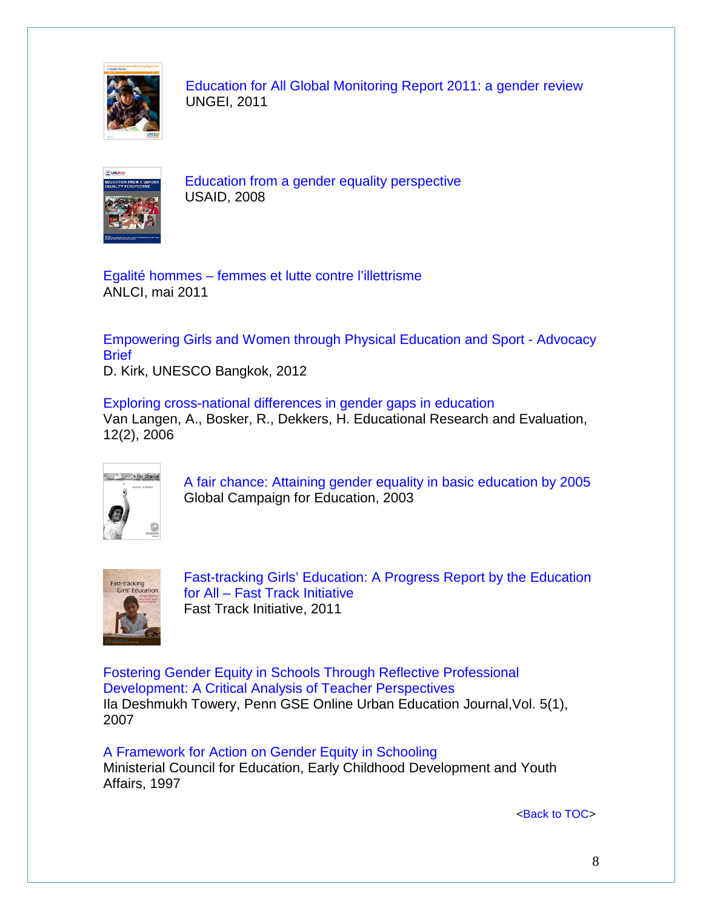Education for All Global Monitoring Report 2011: a gender review
UNGEI, 2011

Education from a gender equality perspective
USAID, 2008

Egalité hommes – femmes et lutte contre l'illettrisme
ANLCI, mai 2011

Empowering Girls and Women through Physical Education and Sport - Advocacy Brief
D. Kirk, UNESCO Bangkok, 2012

Exploring cross-national differences in gender gaps in education
Van Langen, A., Bosker, R., Dekkers, H. Educational Research and Evaluation, 12(2), 2006

A fair chance: Attaining gender equality in basic education by 2005
Global Campaign for Education, 2003

Fast-tracking Girls' Education: A Progress Report by the Education for All – Fast Track Initiative
Fast Track Initiative, 2011

Fostering Gender Equity in Schools Through Reflective Professional Development: A Critical Analysis of Teacher Perspectives
Ila Deshmukh Towery, Penn GSE Online Urban Education Journal,Vol. 5(1), 2007

A Framework for Action on Gender Equity in Schooling
Ministerial Council for Education, Early Childhood Development and Youth Affairs, 1997

<Back to TOC>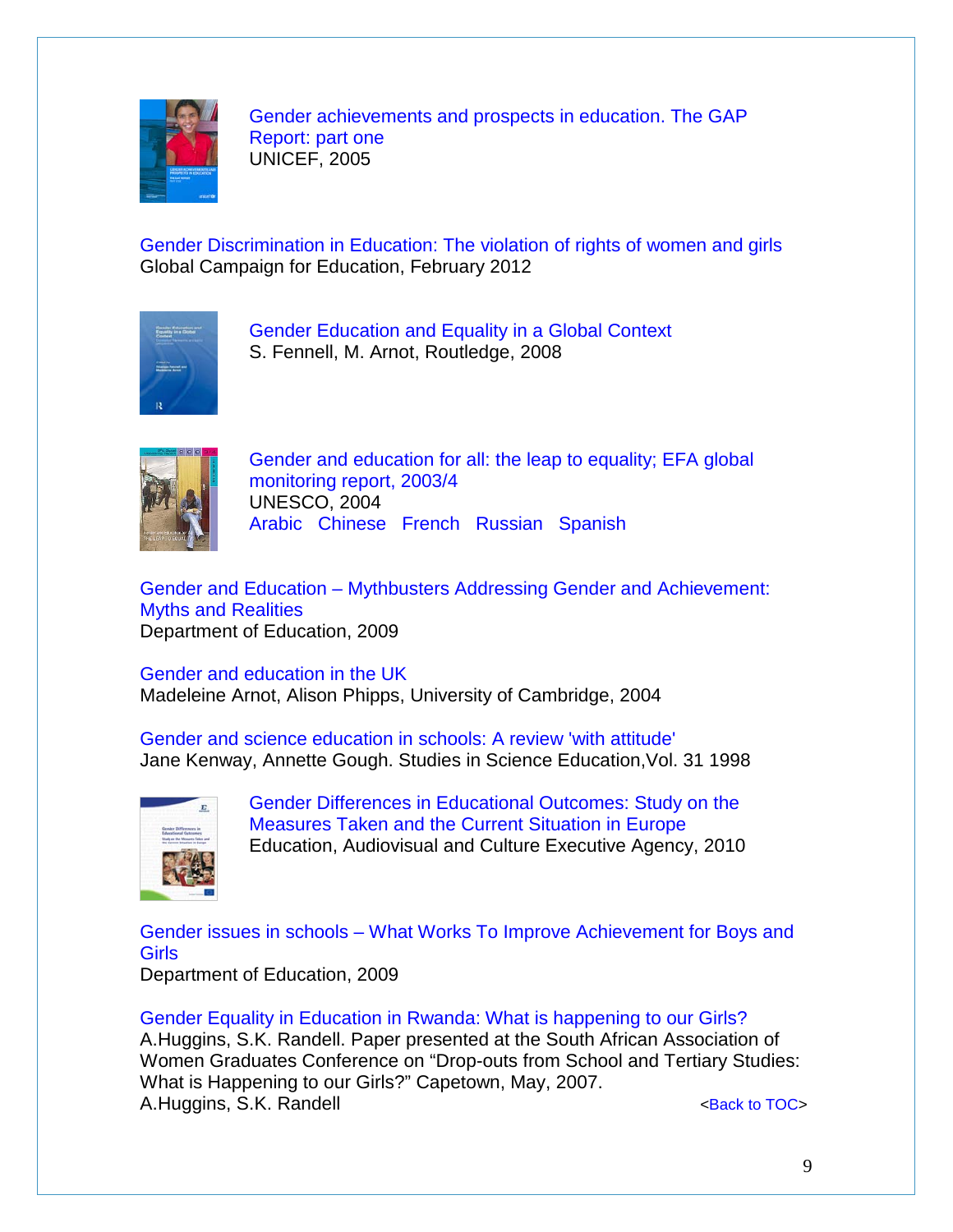Gender achievements and prospects in education. The GAP Report: part one
UNICEF, 2005

Gender Discrimination in Education: The violation of rights of women and girls
Global Campaign for Education, February 2012

Gender Education and Equality in a Global Context
S. Fennell, M. Arnot, Routledge, 2008

Gender and education for all: the leap to equality; EFA global monitoring report, 2003/4
UNESCO, 2004
Arabic Chinese French Russian Spanish

Gender and Education – Mythbusters Addressing Gender and Achievement: Myths and Realities
Department of Education, 2009

Gender and education in the UK
Madeleine Arnot, Alison Phipps, University of Cambridge, 2004

Gender and science education in schools: A review 'with attitude'
Jane Kenway, Annette Gough. Studies in Science Education,Vol. 31 1998

Gender Differences in Educational Outcomes: Study on the Measures Taken and the Current Situation in Europe
Education, Audiovisual and Culture Executive Agency, 2010

Gender issues in schools – What Works To Improve Achievement for Boys and Girls
Department of Education, 2009

Gender Equality in Education in Rwanda: What is happening to our Girls?
A.Huggins, S.K. Randell. Paper presented at the South African Association of Women Graduates Conference on "Drop-outs from School and Tertiary Studies: What is Happening to our Girls?" Capetown, May, 2007.
A.Huggins, S.K Randell

<Back to TOC>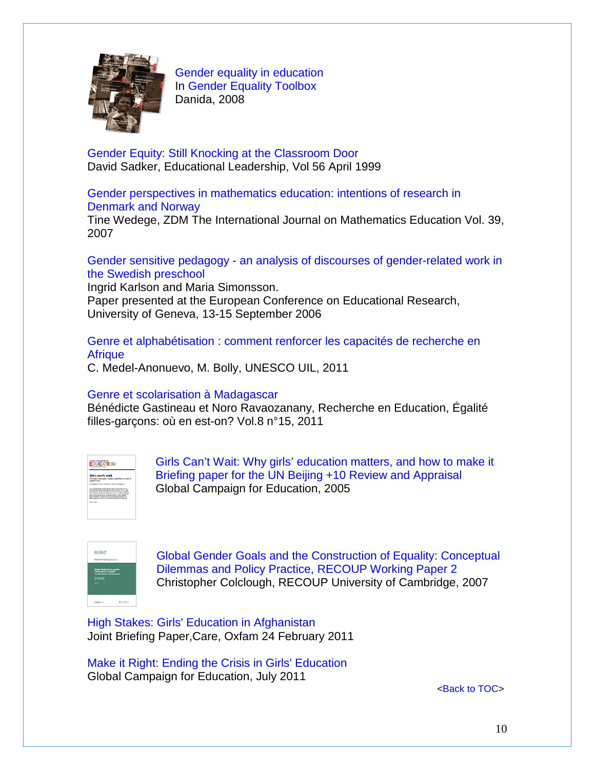Gender equality in education
In Gender Equality Toolbox
Danida, 2008

Gender Equity: Still Knocking at the Classroom Door
David Sadker, Educational Leadership, Vol 56 April 1999

Gender perspectives in mathematics education: intentions of research in Denmark and Norway
Tine Wedege, ZDM The International Journal on Mathematics Education Vol. 39, 2007

Gender sensitive pedagogy - an analysis of discourses of gender-related work in the Swedish preschool
Ingrid Karlson and Maria Simonsson.
Paper presented at the European Conference on Educational Research, University of Geneva, 13-15 September 2006

Genre et alphabétisation : comment renforcer les capacités de recherche en Afrique
C. Medel-Anonuevo, M. Bolly, UNESCO UIL, 2011

Genre et scolarisation à Madagascar
Bénédicte Gastineau et Noro Ravaozanany, Recherche en Education, Égalité filles-garçons: où en est-on? Vol.8 n°15, 2011

Girls Can't Wait: Why girls' education matters, and how to make it
Briefing paper for the UN Beijing +10 Review and Appraisal
Global Campaign for Education, 2005

Global Gender Goals and the Construction of Equality: Conceptual Dilemmas and Policy Practice, RECOUP Working Paper 2
Christopher Colclough, RECOUP University of Cambridge, 2007

High Stakes: Girls' Education in Afghanistan
Joint Briefing Paper,Care, Oxfam 24 February 2011

Make it Right: Ending the Crisis in Girls' Education
Global Campaign for Education, July 2011

<Back to TOC>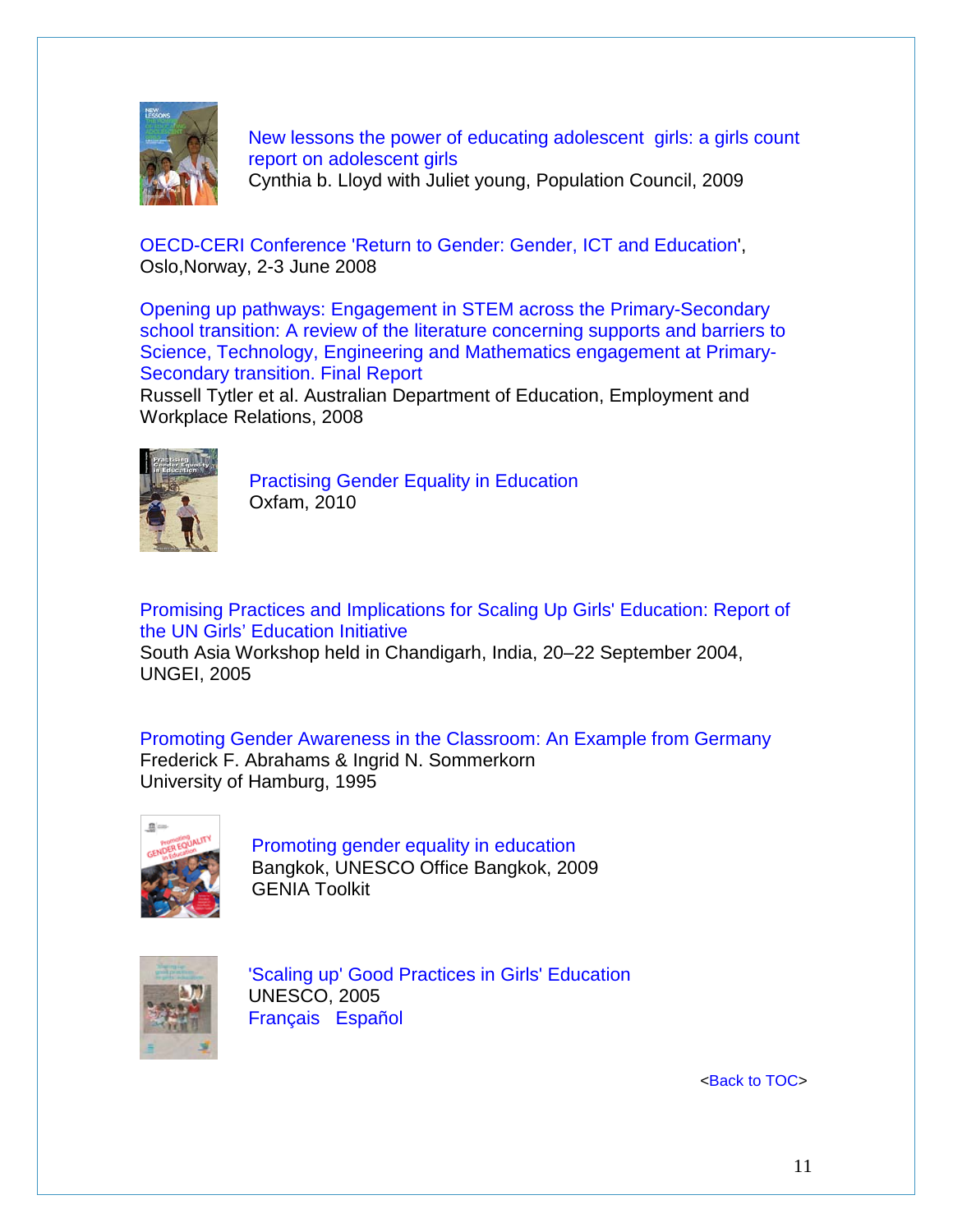New lessons the power of educating adolescent  girls: a girls count report on adolescent girls
Cynthia b. Lloyd with Juliet young, Population Council, 2009

OECD-CERI Conference 'Return to Gender: Gender, ICT and Education', Oslo,Norway, 2-3 June 2008

Opening up pathways: Engagement in STEM across the Primary-Secondary school transition: A review of the literature concerning supports and barriers to Science, Technology, Engineering and Mathematics engagement at Primary-Secondary transition. Final Report
Russell Tytler et al. Australian Department of Education, Employment and Workplace Relations, 2008

Practising Gender Equality in Education
Oxfam, 2010

Promising Practices and Implications for Scaling Up Girls' Education: Report of the UN Girls' Education Initiative
South Asia Workshop held in Chandigarh, India, 20–22 September 2004, UNGEI, 2005

Promoting Gender Awareness in the Classroom: An Example from Germany
Frederick F. Abrahams & Ingrid N. Sommerkorn
University of Hamburg, 1995

Promoting gender equality in education
Bangkok, UNESCO Office Bangkok, 2009
GENIA Toolkit

'Scaling up' Good Practices in Girls' Education
UNESCO, 2005
Français   Español

<Back to TOC>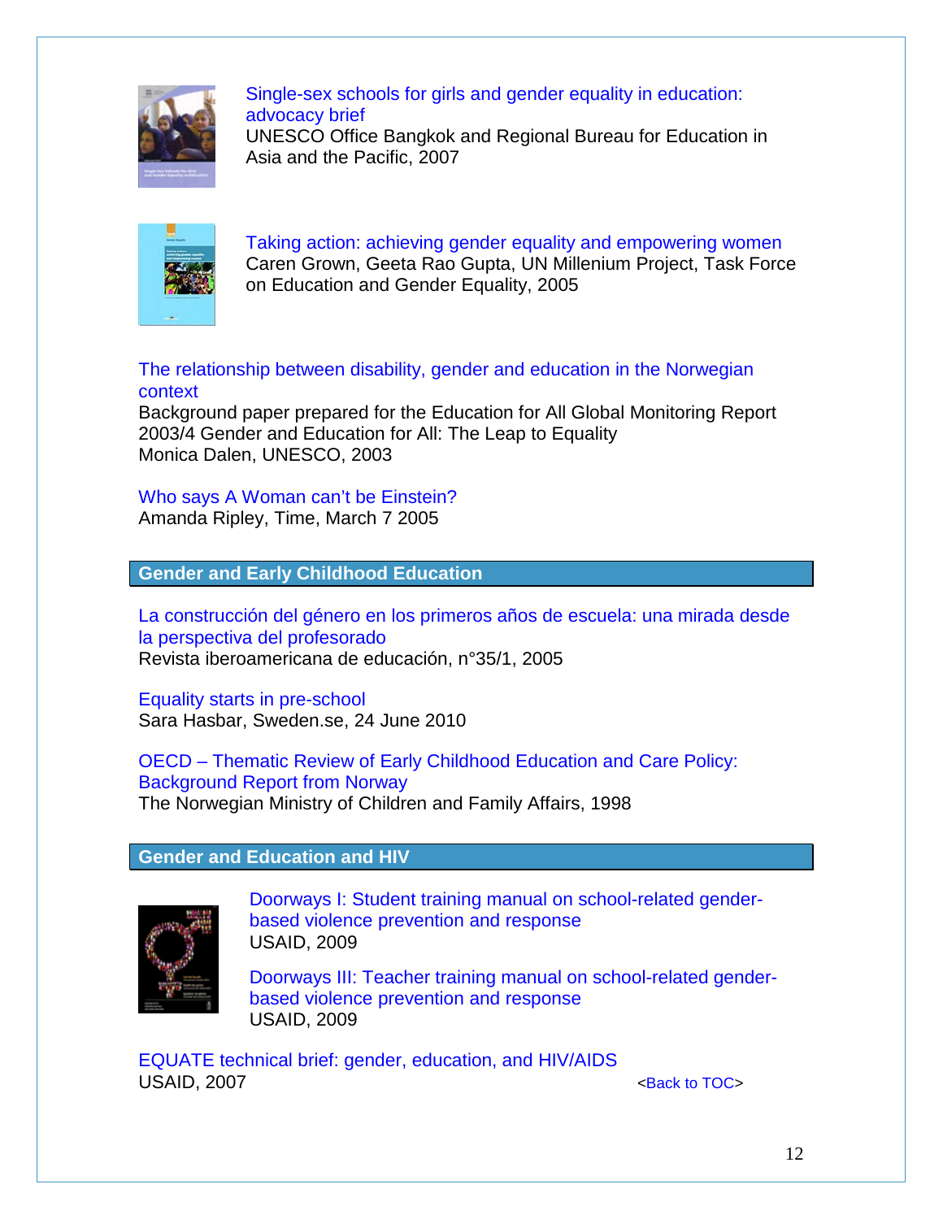Single-sex schools for girls and gender equality in education: advocacy brief
UNESCO Office Bangkok and Regional Bureau for Education in Asia and the Pacific, 2007

Taking action: achieving gender equality and empowering women
Caren Grown, Geeta Rao Gupta, UN Millenium Project, Task Force on Education and Gender Equality, 2005

The relationship between disability, gender and education in the Norwegian context
Background paper prepared for the Education for All Global Monitoring Report 2003/4 Gender and Education for All: The Leap to Equality
Monica Dalen, UNESCO, 2003

Who says A Woman can't be Einstein?
Amanda Ripley, Time, March 7 2005

## Gender and Early Childhood Education

La construcción del género en los primeros años de escuela: una mirada desde la perspectiva del profesorado
Revista iberoamericana de educación, n°35/1, 2005

Equality starts in pre-school
Sara Hasbar, Sweden.se, 24 June 2010

OECD – Thematic Review of Early Childhood Education and Care Policy: Background Report from Norway
The Norwegian Ministry of Children and Family Affairs, 1998

## Gender and Education and HIV

Doorways I: Student training manual on school-related gender-based violence prevention and response
USAID, 2009

Doorways III: Teacher training manual on school-related gender-based violence prevention and response
USAID, 2009

EQUATE technical brief: gender, education, and HIV/AIDS
USAID, 2007

<Back to TOC>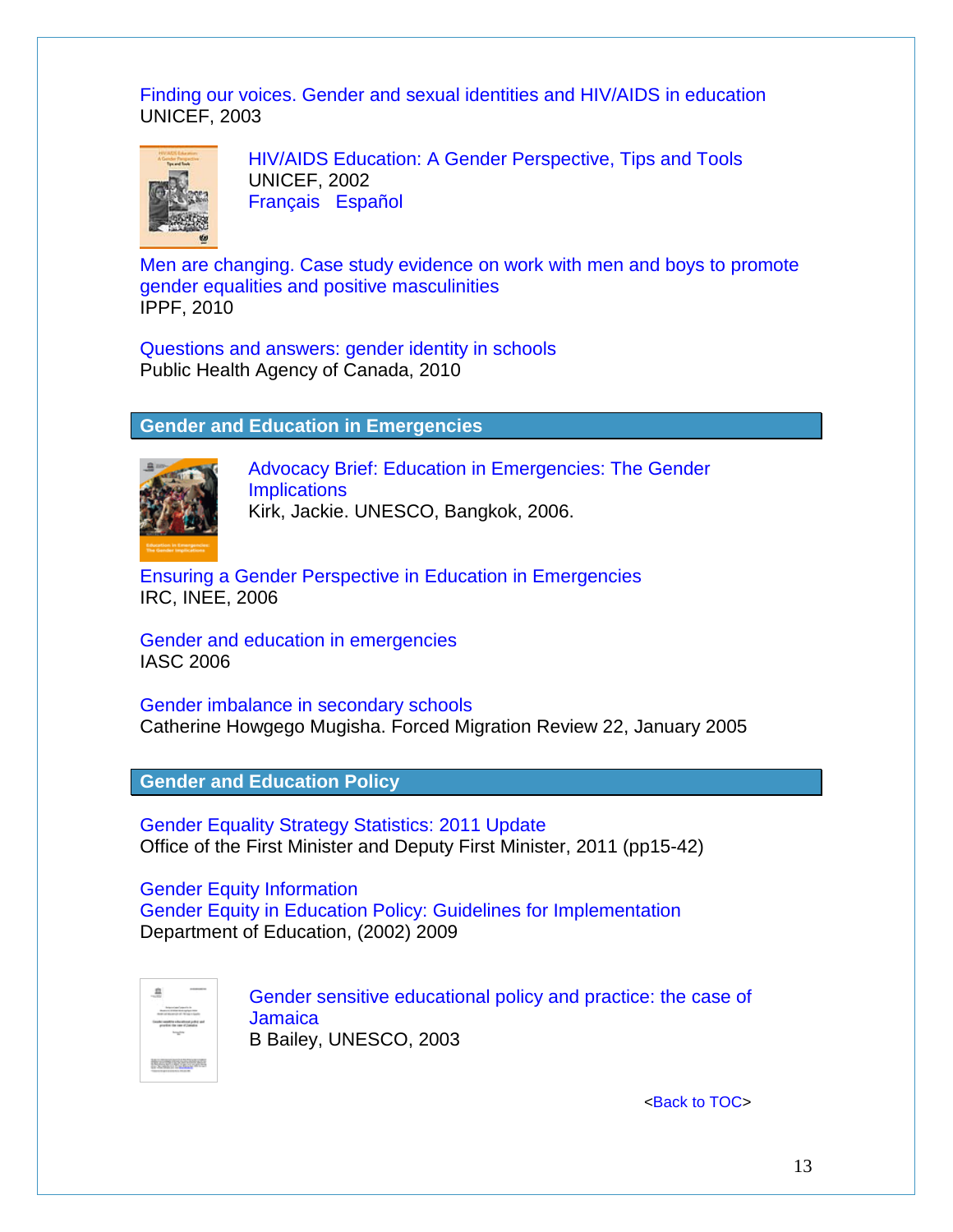Finding our voices. Gender and sexual identities and HIV/AIDS in education
UNICEF, 2003

HIV/AIDS Education: A Gender Perspective, Tips and Tools
UNICEF, 2002
Français   Español

Men are changing. Case study evidence on work with men and boys to promote gender equalities and positive masculinities
IPPF, 2010

Questions and answers: gender identity in schools
Public Health Agency of Canada, 2010

## Gender and Education in Emergencies

Advocacy Brief: Education in Emergencies: The Gender Implications
Kirk, Jackie. UNESCO, Bangkok, 2006.

Ensuring a Gender Perspective in Education in Emergencies
IRC, INEE, 2006

Gender and education in emergencies
IASC 2006

Gender imbalance in secondary schools
Catherine Howgego Mugisha. Forced Migration Review 22, January 2005

## Gender and Education Policy

Gender Equality Strategy Statistics: 2011 Update
Office of the First Minister and Deputy First Minister, 2011 (pp15-42)

Gender Equity Information
Gender Equity in Education Policy: Guidelines for Implementation
Department of Education, (2002) 2009

Gender sensitive educational policy and practice: the case of Jamaica
B Bailey, UNESCO, 2003

<Back to TOC>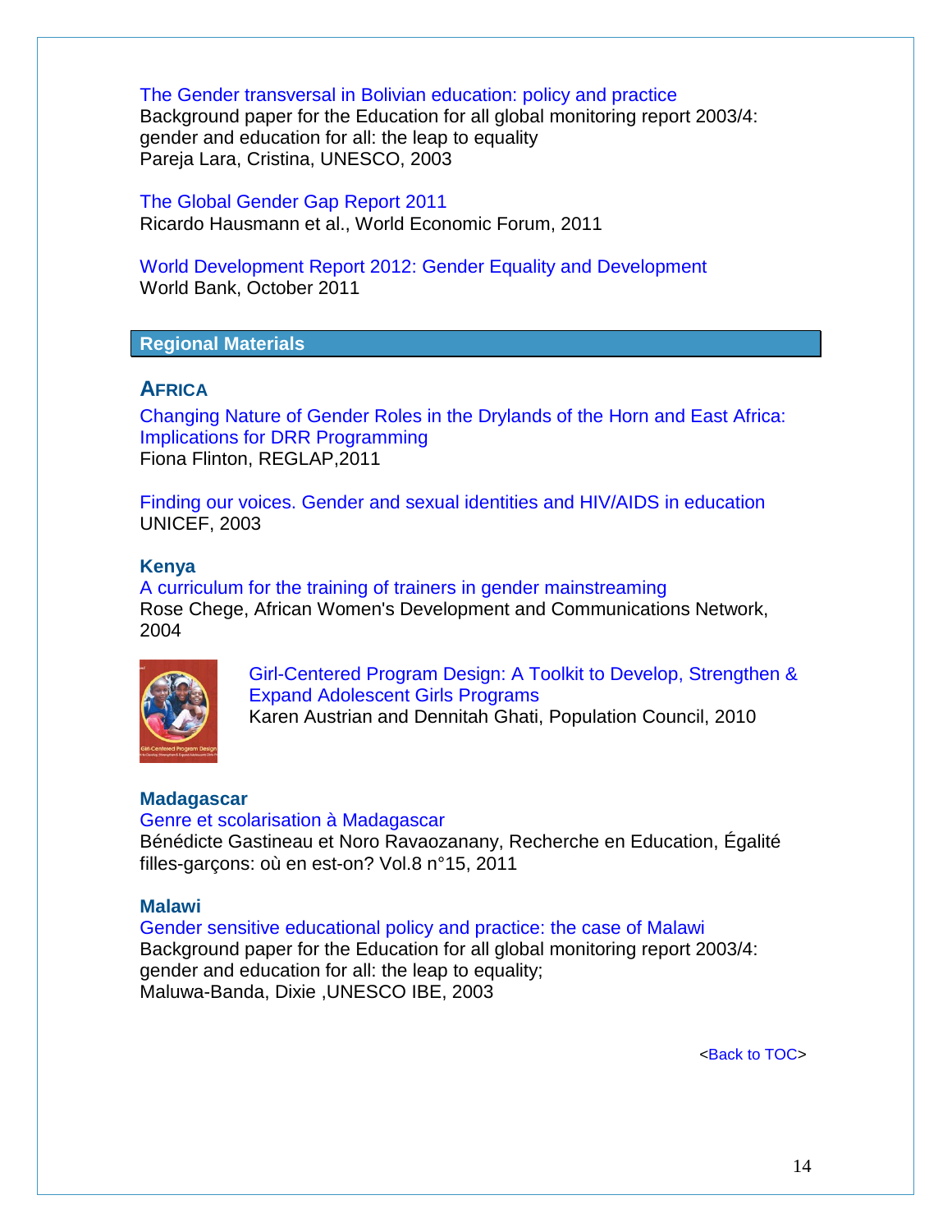The Gender transversal in Bolivian education: policy and practice
Background paper for the Education for all global monitoring report 2003/4: gender and education for all: the leap to equality
Pareja Lara, Cristina, UNESCO, 2003

The Global Gender Gap Report 2011
Ricardo Hausmann et al., World Economic Forum, 2011

World Development Report 2012: Gender Equality and Development
World Bank, October 2011

## Regional Materials

### AFRICA

Changing Nature of Gender Roles in the Drylands of the Horn and East Africa: Implications for DRR Programming
Fiona Flinton, REGLAP,2011

Finding our voices. Gender and sexual identities and HIV/AIDS in education
UNICEF, 2003

#### Kenya

A curriculum for the training of trainers in gender mainstreaming
Rose Chege, African Women's Development and Communications Network, 2004

Girl-Centered Program Design: A Toolkit to Develop, Strengthen & Expand Adolescent Girls Programs
Karen Austrian and Dennitah Ghati, Population Council, 2010

#### Madagascar

Genre et scolarisation à Madagascar
Bénédicte Gastineau et Noro Ravaozanany, Recherche en Education, Égalité filles-garçons: où en est-on? Vol.8 n°15, 2011

#### Malawi

Gender sensitive educational policy and practice: the case of Malawi
Background paper for the Education for all global monitoring report 2003/4: gender and education for all: the leap to equality;
Maluwa-Banda, Dixie ,UNESCO IBE, 2003

<Back to TOC>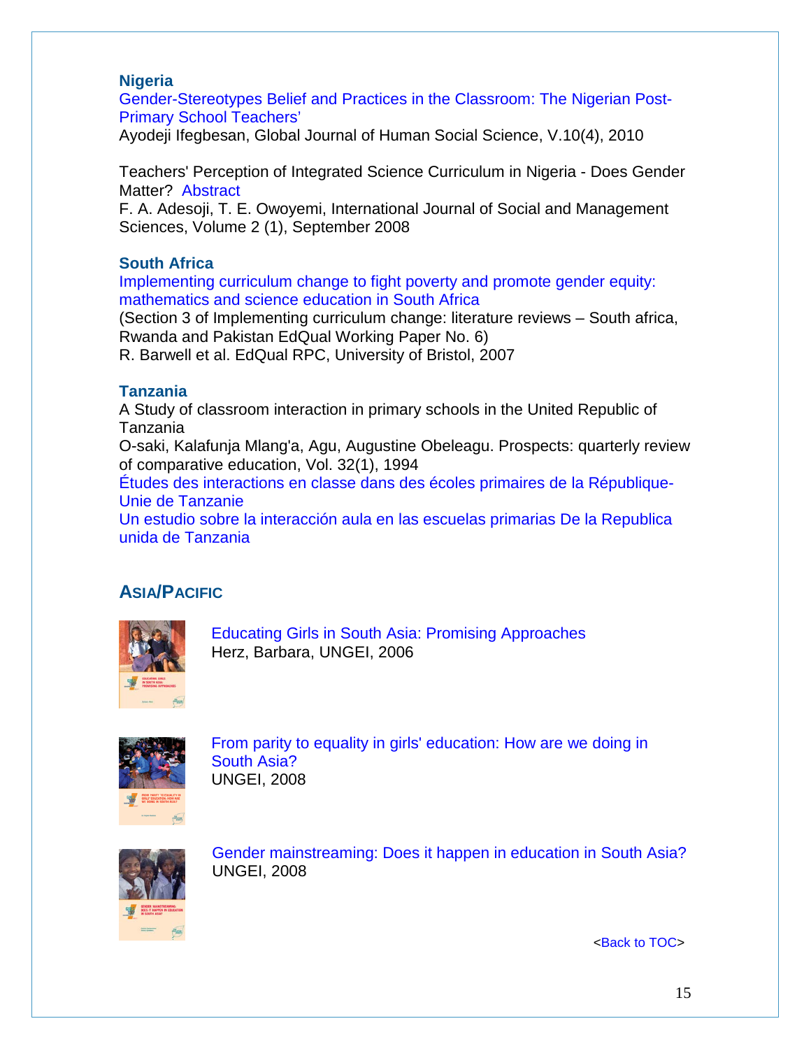### Nigeria

Gender-Stereotypes Belief and Practices in the Classroom: The Nigerian Post-Primary School Teachers'
Ayodeji Ifegbesan, Global Journal of Human Social Science, V.10(4), 2010

Teachers' Perception of Integrated Science Curriculum in Nigeria - Does Gender Matter? Abstract
F. A. Adesoji, T. E. Owoyemi, International Journal of Social and Management Sciences, Volume 2 (1), September 2008

### South Africa

Implementing curriculum change to fight poverty and promote gender equity: mathematics and science education in South Africa
(Section 3 of Implementing curriculum change: literature reviews – South africa, Rwanda and Pakistan EdQual Working Paper No. 6)
R. Barwell et al. EdQual RPC, University of Bristol, 2007

### Tanzania

A Study of classroom interaction in primary schools in the United Republic of Tanzania
O-saki, Kalafunja Mlang'a, Agu, Augustine Obeleagu. Prospects: quarterly review of comparative education, Vol. 32(1), 1994
Études des interactions en classe dans des écoles primaires de la République-Unie de Tanzanie
Un estudio sobre la interacción aula en las escuelas primarias De la Republica unida de Tanzania

## ASIA/PACIFIC

Educating Girls in South Asia: Promising Approaches
Herz, Barbara, UNGEI, 2006

From parity to equality in girls' education: How are we doing in South Asia?
UNGEI, 2008

Gender mainstreaming: Does it happen in education in South Asia?
UNGEI, 2008

<Back to TOC>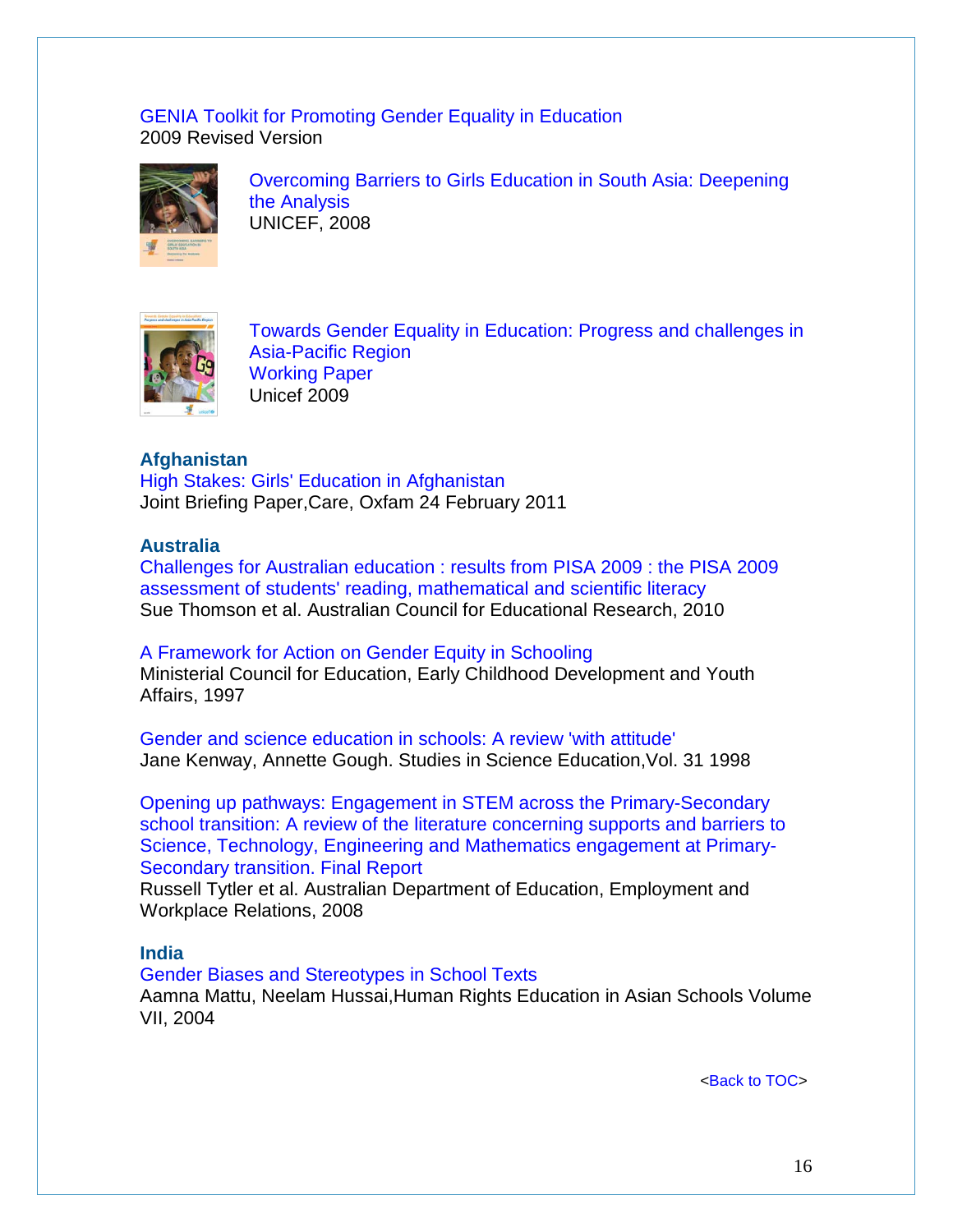GENIA Toolkit for Promoting Gender Equality in Education
2009 Revised Version

Overcoming Barriers to Girls Education in South Asia: Deepening the Analysis
UNICEF, 2008

Towards Gender Equality in Education: Progress and challenges in Asia-Pacific Region
Working Paper
Unicef 2009

**Afghanistan**

High Stakes: Girls' Education in Afghanistan
Joint Briefing Paper,Care, Oxfam 24 February 2011

**Australia**

Challenges for Australian education : results from PISA 2009 : the PISA 2009 assessment of students' reading, mathematical and scientific literacy
Sue Thomson et al. Australian Council for Educational Research, 2010

A Framework for Action on Gender Equity in Schooling
Ministerial Council for Education, Early Childhood Development and Youth Affairs, 1997

Gender and science education in schools: A review 'with attitude'
Jane Kenway, Annette Gough. Studies in Science Education,Vol. 31 1998

Opening up pathways: Engagement in STEM across the Primary-Secondary school transition: A review of the literature concerning supports and barriers to Science, Technology, Engineering and Mathematics engagement at Primary-Secondary transition. Final Report
Russell Tytler et al. Australian Department of Education, Employment and Workplace Relations, 2008

**India**

Gender Biases and Stereotypes in School Texts
Aamna Mattu, Neelam Hussai,Human Rights Education in Asian Schools Volume VII, 2004

<Back to TOC>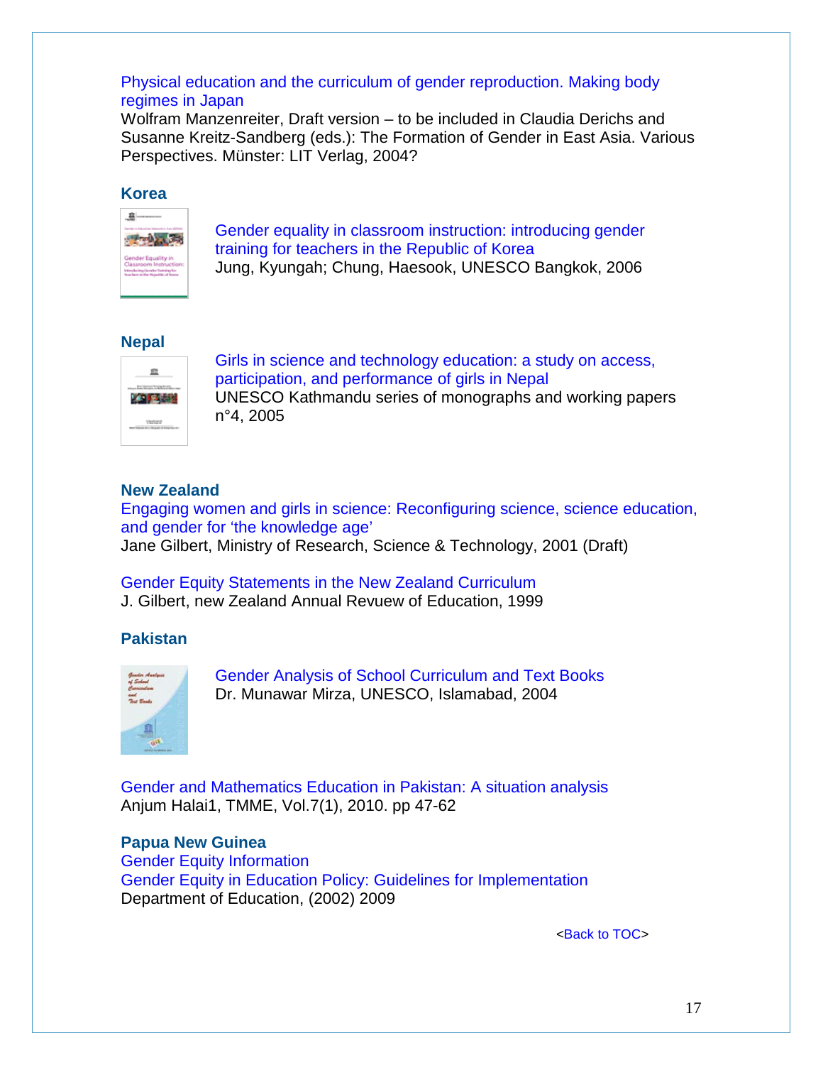Physical education and the curriculum of gender reproduction. Making body regimes in Japan
Wolfram Manzenreiter, Draft version – to be included in Claudia Derichs and Susanne Kreitz-Sandberg (eds.): The Formation of Gender in East Asia. Various Perspectives. Münster: LIT Verlag, 2004?

### Korea

Gender equality in classroom instruction: introducing gender training for teachers in the Republic of Korea
Jung, Kyungah; Chung, Haesook, UNESCO Bangkok, 2006

### Nepal

Girls in science and technology education: a study on access, participation, and performance of girls in Nepal
UNESCO Kathmandu series of monographs and working papers n°4, 2005

### New Zealand

Engaging women and girls in science: Reconfiguring science, science education, and gender for 'the knowledge age'
Jane Gilbert, Ministry of Research, Science & Technology, 2001 (Draft)

Gender Equity Statements in the New Zealand Curriculum
J. Gilbert, new Zealand Annual Revuew of Education, 1999

### Pakistan

Gender Analysis of School Curriculum and Text Books
Dr. Munawar Mirza, UNESCO, Islamabad, 2004

Gender and Mathematics Education in Pakistan: A situation analysis
Anjum Halai1, TMME, Vol.7(1), 2010. pp 47-62

### Papua New Guinea

Gender Equity Information
Gender Equity in Education Policy: Guidelines for Implementation
Department of Education, (2002) 2009

<Back to TOC>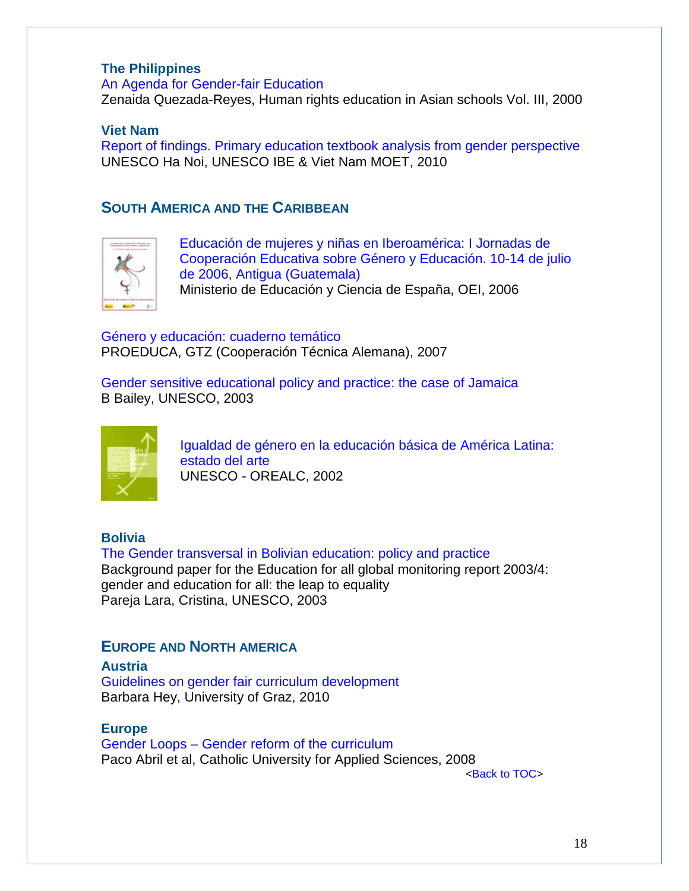### The Philippines

An Agenda for Gender-fair Education
Zenaida Quezada-Reyes, Human rights education in Asian schools Vol. III, 2000

### Viet Nam

Report of findings. Primary education textbook analysis from gender perspective
UNESCO Ha Noi, UNESCO IBE & Viet Nam MOET, 2010

## SOUTH AMERICA AND THE CARIBBEAN

Educación de mujeres y niñas en Iberoamérica: I Jornadas de Cooperación Educativa sobre Género y Educación. 10-14 de julio de 2006, Antigua (Guatemala)
Ministerio de Educación y Ciencia de España, OEI, 2006

Género y educación: cuaderno temático
PROEDUCA, GTZ (Cooperación Técnica Alemana), 2007

Gender sensitive educational policy and practice: the case of Jamaica
B Bailey, UNESCO, 2003

Igualdad de género en la educación básica de América Latina: estado del arte
UNESCO - OREALC, 2002

### Bolivia

The Gender transversal in Bolivian education: policy and practice
Background paper for the Education for all global monitoring report 2003/4: gender and education for all: the leap to equality
Pareja Lara, Cristina, UNESCO, 2003

## EUROPE AND NORTH AMERICA

### Austria

Guidelines on gender fair curriculum development
Barbara Hey, University of Graz, 2010

### Europe

Gender Loops – Gender reform of the curriculum
Paco Abril et al, Catholic University for Applied Sciences, 2008

<Back to TOC>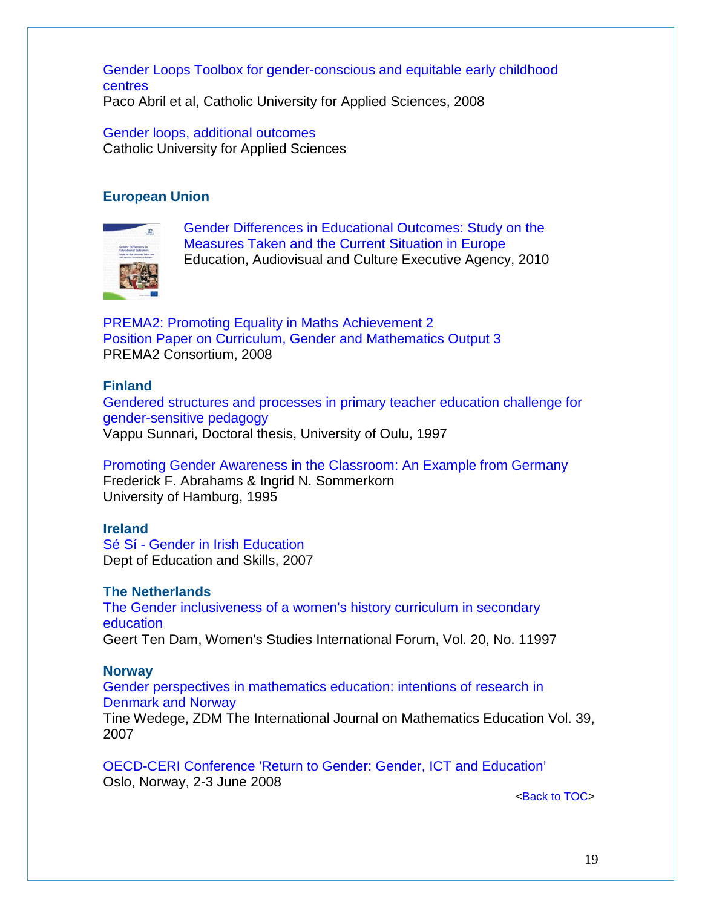Gender Loops Toolbox for gender-conscious and equitable early childhood centres
Paco Abril et al, Catholic University for Applied Sciences, 2008

Gender loops, additional outcomes
Catholic University for Applied Sciences

### European Union

Gender Differences in Educational Outcomes: Study on the Measures Taken and the Current Situation in Europe
Education, Audiovisual and Culture Executive Agency, 2010

PREMA2: Promoting Equality in Maths Achievement 2
Position Paper on Curriculum, Gender and Mathematics Output 3
PREMA2 Consortium, 2008

### Finland

Gendered structures and processes in primary teacher education challenge for gender-sensitive pedagogy
Vappu Sunnari, Doctoral thesis, University of Oulu, 1997

Promoting Gender Awareness in the Classroom: An Example from Germany
Frederick F. Abrahams & Ingrid N. Sommerkorn
University of Hamburg, 1995

### Ireland

Sé Sí - Gender in Irish Education
Dept of Education and Skills, 2007

### The Netherlands

The Gender inclusiveness of a women's history curriculum in secondary education
Geert Ten Dam, Women's Studies International Forum, Vol. 20, No. 11997

### Norway

Gender perspectives in mathematics education: intentions of research in Denmark and Norway
Tine Wedege, ZDM The International Journal on Mathematics Education Vol. 39, 2007

OECD-CERI Conference 'Return to Gender: Gender, ICT and Education'
Oslo, Norway, 2-3 June 2008

<Back to TOC>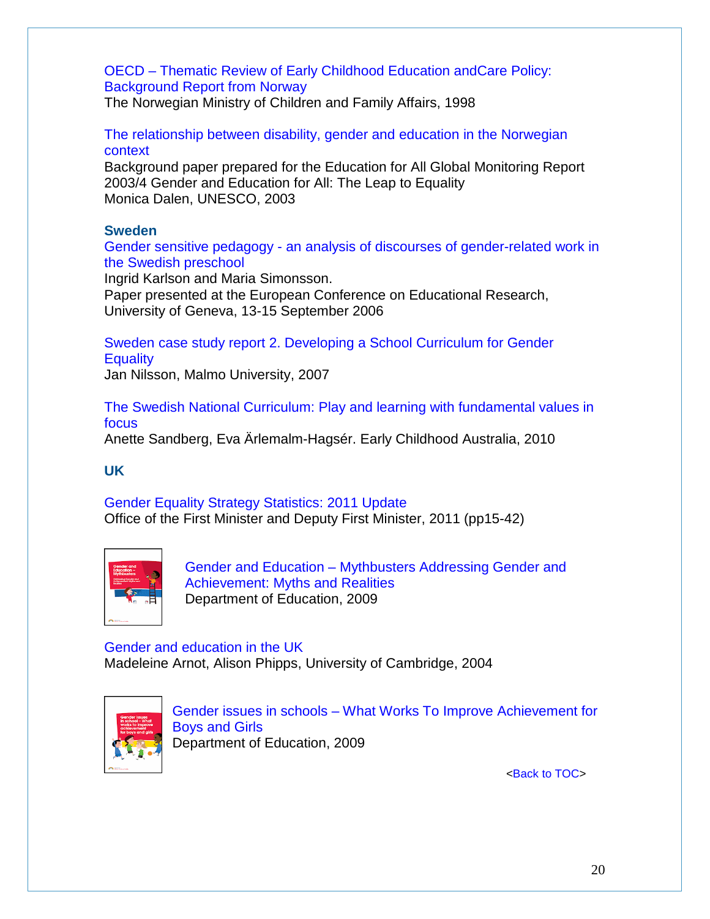OECD – Thematic Review of Early Childhood Education andCare Policy: Background Report from Norway
The Norwegian Ministry of Children and Family Affairs, 1998

The relationship between disability, gender and education in the Norwegian context
Background paper prepared for the Education for All Global Monitoring Report 2003/4 Gender and Education for All: The Leap to Equality
Monica Dalen, UNESCO, 2003

## Sweden

Gender sensitive pedagogy - an analysis of discourses of gender-related work in the Swedish preschool
Ingrid Karlson and Maria Simonsson.
Paper presented at the European Conference on Educational Research, University of Geneva, 13-15 September 2006

Sweden case study report 2. Developing a School Curriculum for Gender Equality
Jan Nilsson, Malmo University, 2007

The Swedish National Curriculum: Play and learning with fundamental values in focus
Anette Sandberg, Eva Ärlemalm-Hagsér. Early Childhood Australia, 2010

## UK

Gender Equality Strategy Statistics: 2011 Update
Office of the First Minister and Deputy First Minister, 2011 (pp15-42)

Gender and Education – Mythbusters Addressing Gender and Achievement: Myths and Realities
Department of Education, 2009

Gender and education in the UK
Madeleine Arnot, Alison Phipps, University of Cambridge, 2004

Gender issues in schools – What Works To Improve Achievement for Boys and Girls
Department of Education, 2009

<Back to TOC>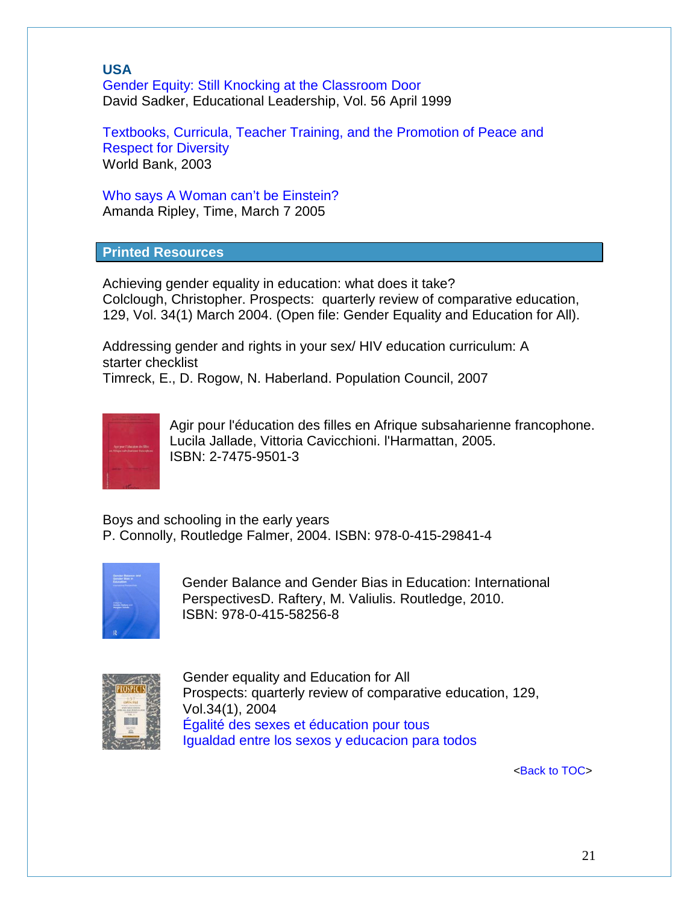### USA

Gender Equity: Still Knocking at the Classroom Door
David Sadker, Educational Leadership, Vol. 56 April 1999

Textbooks, Curricula, Teacher Training, and the Promotion of Peace and Respect for Diversity
World Bank, 2003

Who says A Woman can't be Einstein?
Amanda Ripley, Time, March 7 2005

## Printed Resources

Achieving gender equality in education: what does it take?
Colclough, Christopher. Prospects: quarterly review of comparative education, 129, Vol. 34(1) March 2004. (Open file: Gender Equality and Education for All).

Addressing gender and rights in your sex/ HIV education curriculum: A starter checklist
Timreck, E., D. Rogow, N. Haberland. Population Council, 2007

Agir pour l'éducation des filles en Afrique subsaharienne francophone.
Lucila Jallade, Vittoria Cavicchioni. l'Harmattan, 2005.
ISBN: 2-7475-9501-3

Boys and schooling in the early years
P. Connolly, Routledge Falmer, 2004. ISBN: 978-0-415-29841-4

Gender Balance and Gender Bias in Education: International PerspectivesD. Raftery, M. Valiulis. Routledge, 2010.
ISBN: 978-0-415-58256-8

Gender equality and Education for All
Prospects: quarterly review of comparative education, 129, Vol.34(1), 2004
Égalité des sexes et éducation pour tous
Igualdad entre los sexos y educacion para todos

<Back to TOC>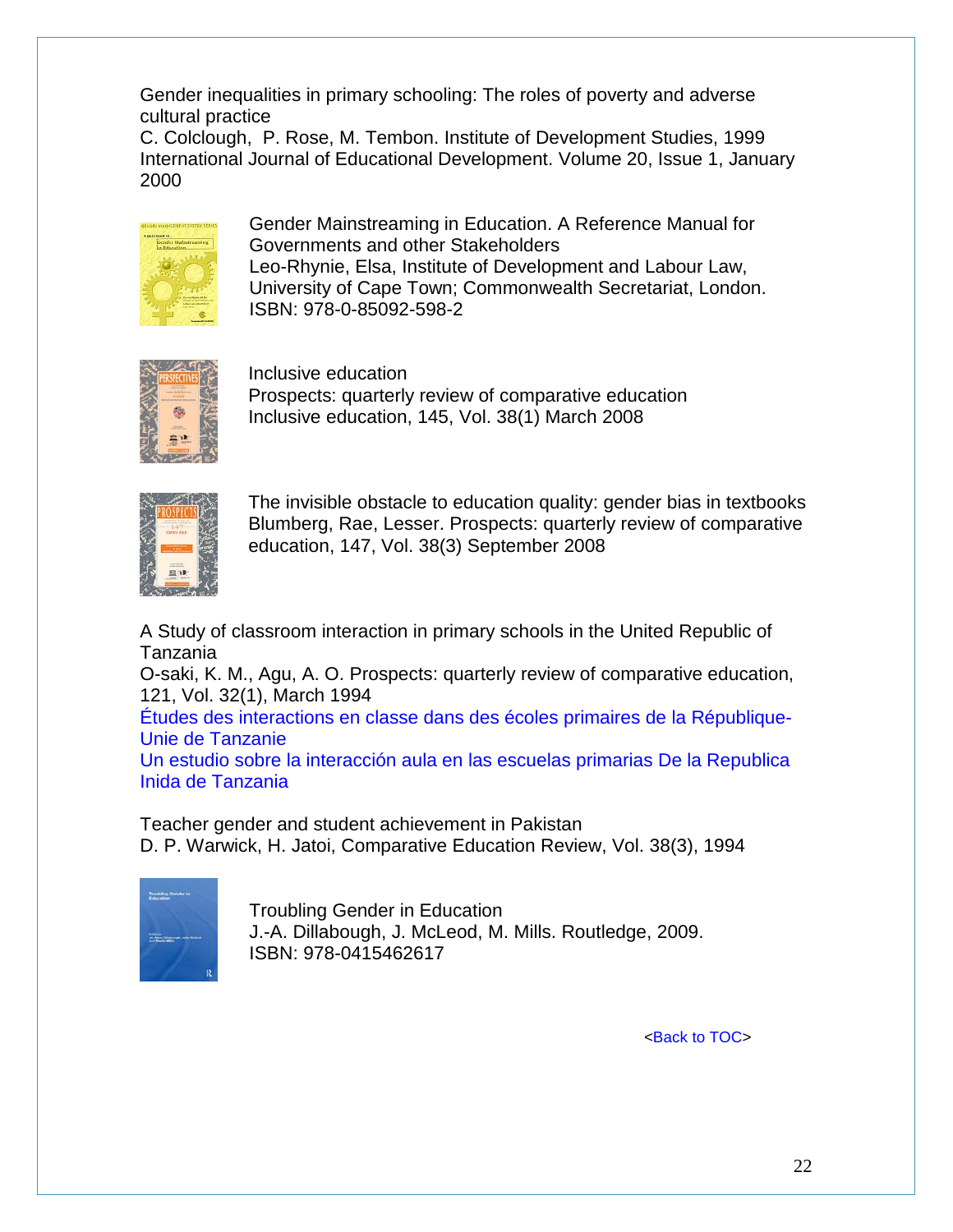Gender inequalities in primary schooling: The roles of poverty and adverse cultural practice
C. Colclough, P. Rose, M. Tembon. Institute of Development Studies, 1999
International Journal of Educational Development. Volume 20, Issue 1, January 2000

Gender Mainstreaming in Education. A Reference Manual for Governments and other Stakeholders
Leo-Rhynie, Elsa, Institute of Development and Labour Law, University of Cape Town; Commonwealth Secretariat, London.
ISBN: 978-0-85092-598-2

Inclusive education
Prospects: quarterly review of comparative education
Inclusive education, 145, Vol. 38(1) March 2008

The invisible obstacle to education quality: gender bias in textbooks
Blumberg, Rae, Lesser. Prospects: quarterly review of comparative education, 147, Vol. 38(3) September 2008

A Study of classroom interaction in primary schools in the United Republic of Tanzania
O-saki, K. M., Agu, A. O. Prospects: quarterly review of comparative education, 121, Vol. 32(1), March 1994
Études des interactions en classe dans des écoles primaires de la République-Unie de Tanzanie
Un estudio sobre la interacción aula en las escuelas primarias De la Republica Inida de Tanzania

Teacher gender and student achievement in Pakistan
D. P. Warwick, H. Jatoi, Comparative Education Review, Vol. 38(3), 1994

Troubling Gender in Education
J.-A. Dillabough, J. McLeod, M. Mills. Routledge, 2009.
ISBN: 978-0415462617

<Back to TOC>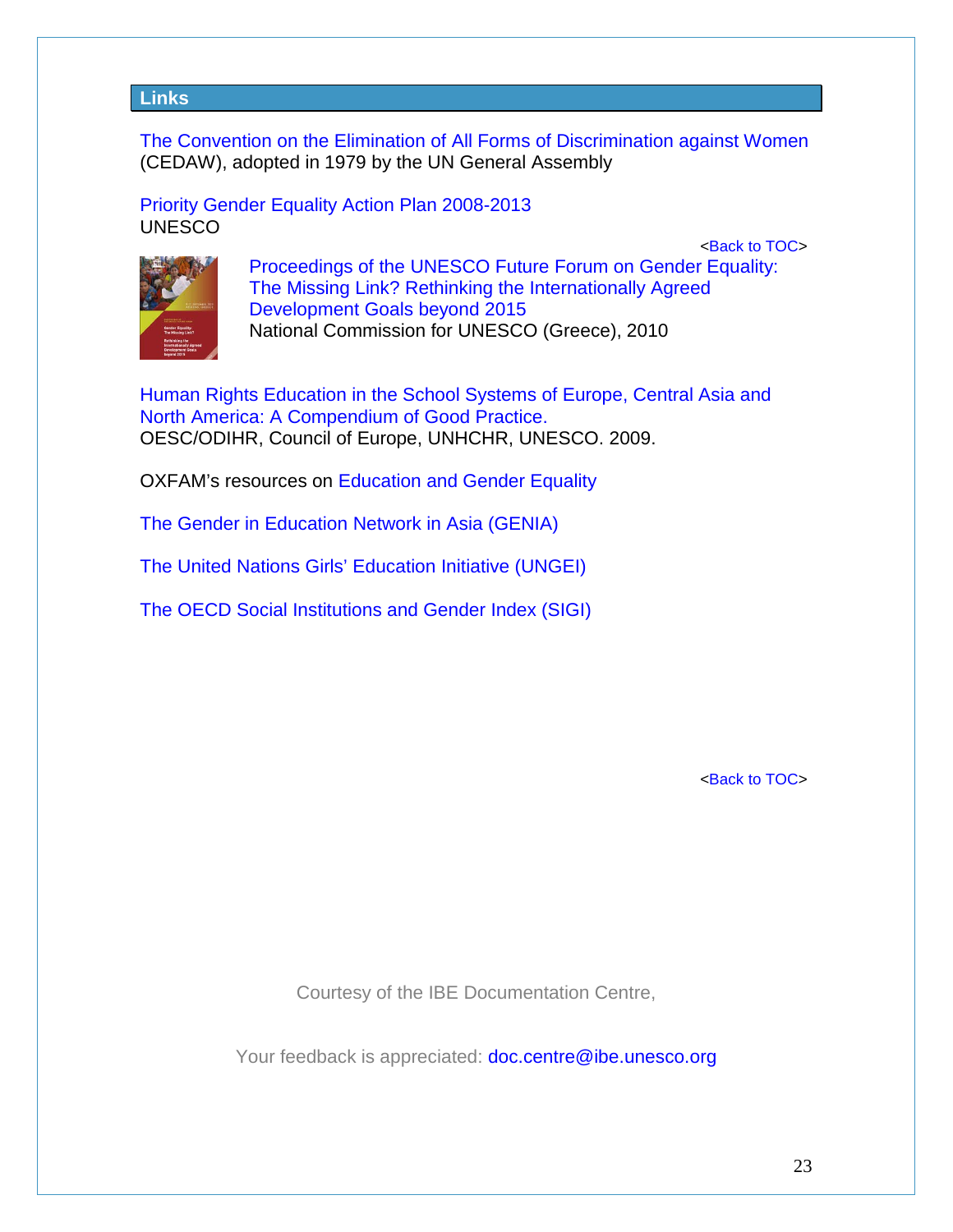## Links

The Convention on the Elimination of All Forms of Discrimination against Women (CEDAW), adopted in 1979 by the UN General Assembly

Priority Gender Equality Action Plan 2008-2013
UNESCO

<Back to TOC>

Proceedings of the UNESCO Future Forum on Gender Equality: The Missing Link? Rethinking the Internationally Agreed Development Goals beyond 2015
National Commission for UNESCO (Greece), 2010

Human Rights Education in the School Systems of Europe, Central Asia and North America: A Compendium of Good Practice.
OESC/ODIHR, Council of Europe, UNHCHR, UNESCO. 2009.

OXFAM's resources on Education and Gender Equality

The Gender in Education Network in Asia (GENIA)

The United Nations Girls' Education Initiative (UNGEI)

The OECD Social Institutions and Gender Index (SIGI)

<Back to TOC>

Courtesy of the IBE Documentation Centre,

Your feedback is appreciated: doc.centre@ibe.unesco.org